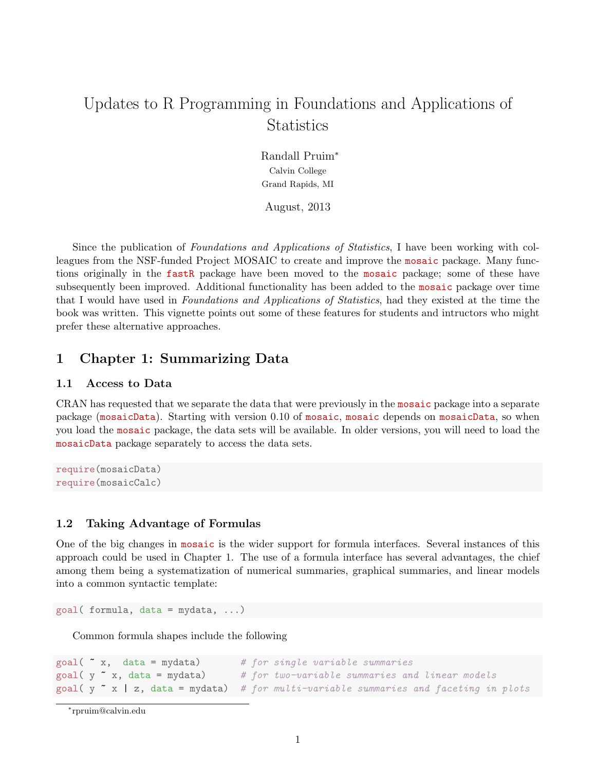# Updates to R Programming in Foundations and Applications of Statistics

Randall Pruim*
Calvin College
Grand Rapids, MI

August, 2013

Since the publication of *Foundations and Applications of Statistics*, I have been working with colleagues from the NSF-funded Project MOSAIC to create and improve the `mosaic` package. Many functions originally in the `fastR` package have been moved to the `mosaic` package; some of these have subsequently been improved. Additional functionality has been added to the `mosaic` package over time that I would have used in *Foundations and Applications of Statistics*, had they existed at the time the book was written. This vignette points out some of these features for students and intructors who might prefer these alternative approaches.

## 1 Chapter 1: Summarizing Data

### 1.1 Access to Data

CRAN has requested that we separate the data that were previously in the `mosaic` package into a separate package (`mosaicData`). Starting with version 0.10 of `mosaic`, `mosaic` depends on `mosaicData`, so when you load the `mosaic` package, the data sets will be available. In older versions, you will need to load the `mosaicData` package separately to access the data sets.

```
require(mosaicData)
require(mosaicCalc)
```

### 1.2 Taking Advantage of Formulas

One of the big changes in `mosaic` is the wider support for formula interfaces. Several instances of this approach could be used in Chapter 1. The use of a formula interface has several advantages, the chief among them being a systematization of numerical summaries, graphical summaries, and linear models into a common syntactic template:

```
goal( formula, data = mydata, ...)
```

Common formula shapes include the following

```
goal( ~ x,  data = mydata)       # for single variable summaries
goal( y ~ x, data = mydata)      # for two-variable summaries and linear models
goal( y ~ x | z, data = mydata)  # for multi-variable summaries and faceting in plots
```

*rpruim@calvin.edu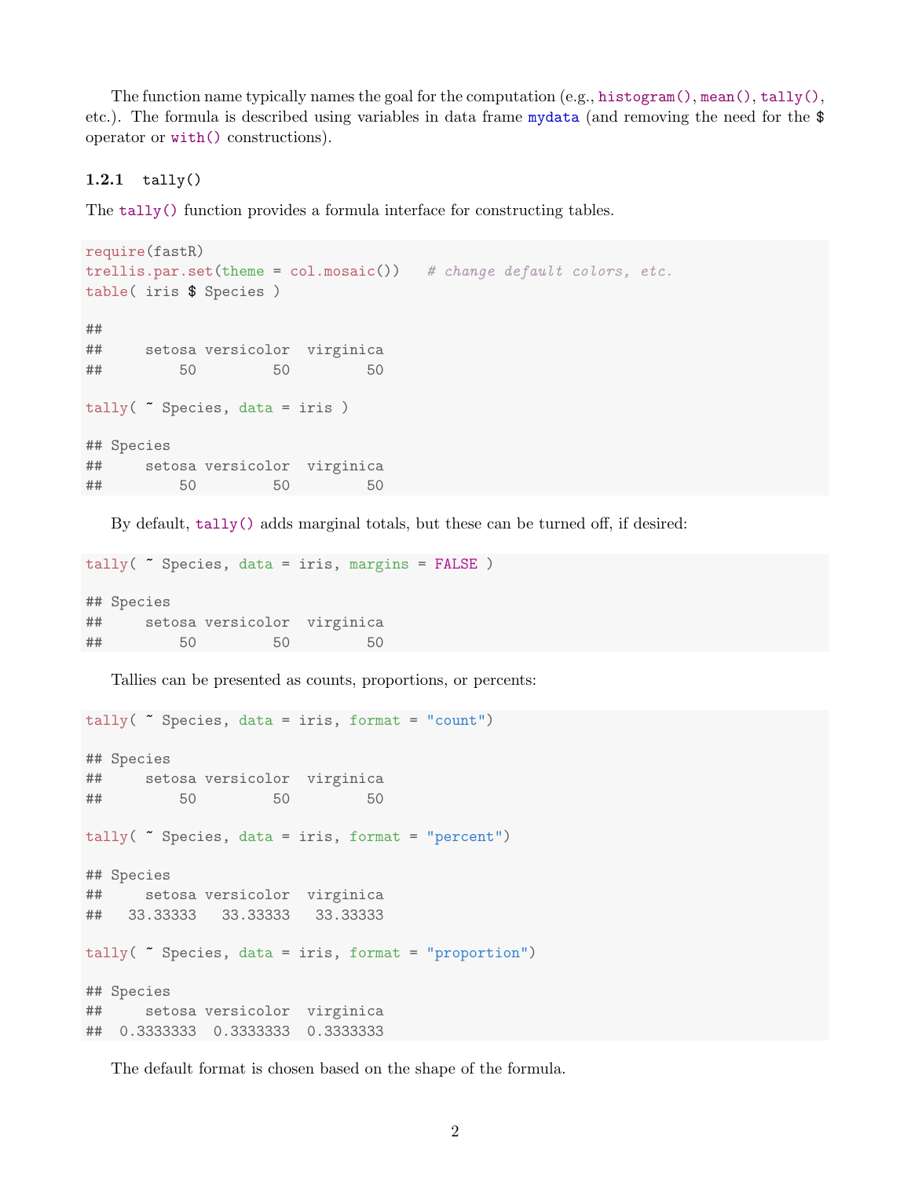The function name typically names the goal for the computation (e.g., `histogram()`, `mean()`, `tally()`, etc.). The formula is described using variables in data frame `mydata` (and removing the need for the `$` operator or `with()` constructions).

### 1.2.1 tally()

The `tally()` function provides a formula interface for constructing tables.

```
require(fastR)
trellis.par.set(theme = col.mosaic())   # change default colors, etc.
table( iris $ Species )

##
##     setosa versicolor  virginica
##         50         50         50

tally( ~ Species, data = iris )

## Species
##     setosa versicolor  virginica
##         50         50         50
```

By default, `tally()` adds marginal totals, but these can be turned off, if desired:

```
tally( ~ Species, data = iris, margins = FALSE )

## Species
##     setosa versicolor  virginica
##         50         50         50
```

Tallies can be presented as counts, proportions, or percents:

```
tally( ~ Species, data = iris, format = "count")

## Species
##     setosa versicolor  virginica
##         50         50         50

tally( ~ Species, data = iris, format = "percent")

## Species
##     setosa versicolor  virginica
##   33.33333   33.33333   33.33333

tally( ~ Species, data = iris, format = "proportion")

## Species
##     setosa versicolor  virginica
##  0.3333333  0.3333333  0.3333333
```

The default format is chosen based on the shape of the formula.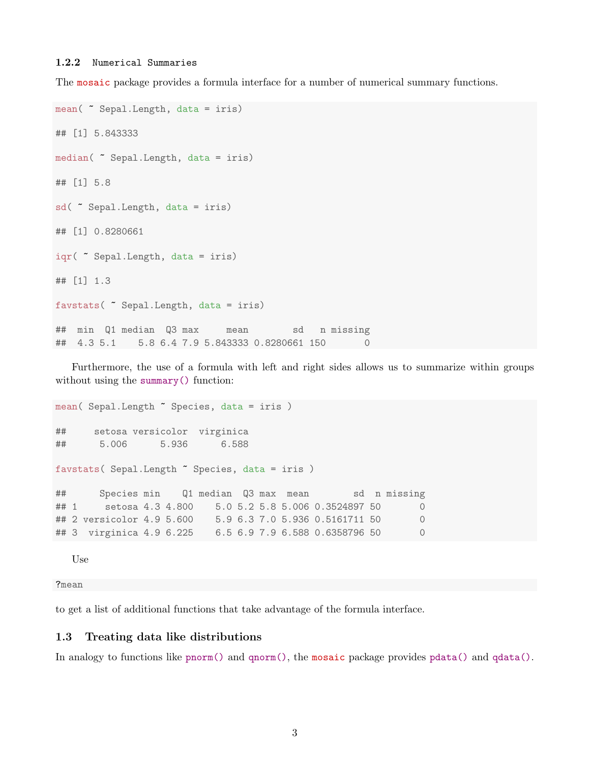### 1.2.2 Numerical Summaries

The mosaic package provides a formula interface for a number of numerical summary functions.

```
mean( ~ Sepal.Length, data = iris)

## [1] 5.843333

median( ~ Sepal.Length, data = iris)

## [1] 5.8

sd( ~ Sepal.Length, data = iris)

## [1] 0.8280661

iqr( ~ Sepal.Length, data = iris)

## [1] 1.3

favstats( ~ Sepal.Length, data = iris)

##  min  Q1 median  Q3 max     mean        sd   n missing
##  4.3 5.1    5.8 6.4 7.9 5.843333 0.8280661 150       0
```

Furthermore, the use of a formula with left and right sides allows us to summarize within groups without using the `summary()` function:

```
mean( Sepal.Length ~ Species, data = iris )

##     setosa versicolor  virginica
##      5.006      5.936      6.588

favstats( Sepal.Length ~ Species, data = iris )

##      Species min    Q1 median  Q3 max  mean        sd  n missing
## 1     setosa 4.3 4.800    5.0 5.2 5.8 5.006 0.3524897 50       0
## 2 versicolor 4.9 5.600    5.9 6.3 7.0 5.936 0.5161711 50       0
## 3  virginica 4.9 6.225    6.5 6.9 7.9 6.588 0.6358796 50       0
```

Use

```
?mean
```

to get a list of additional functions that take advantage of the formula interface.

## 1.3 Treating data like distributions

In analogy to functions like `pnorm()` and `qnorm()`, the mosaic package provides `pdata()` and `qdata()`.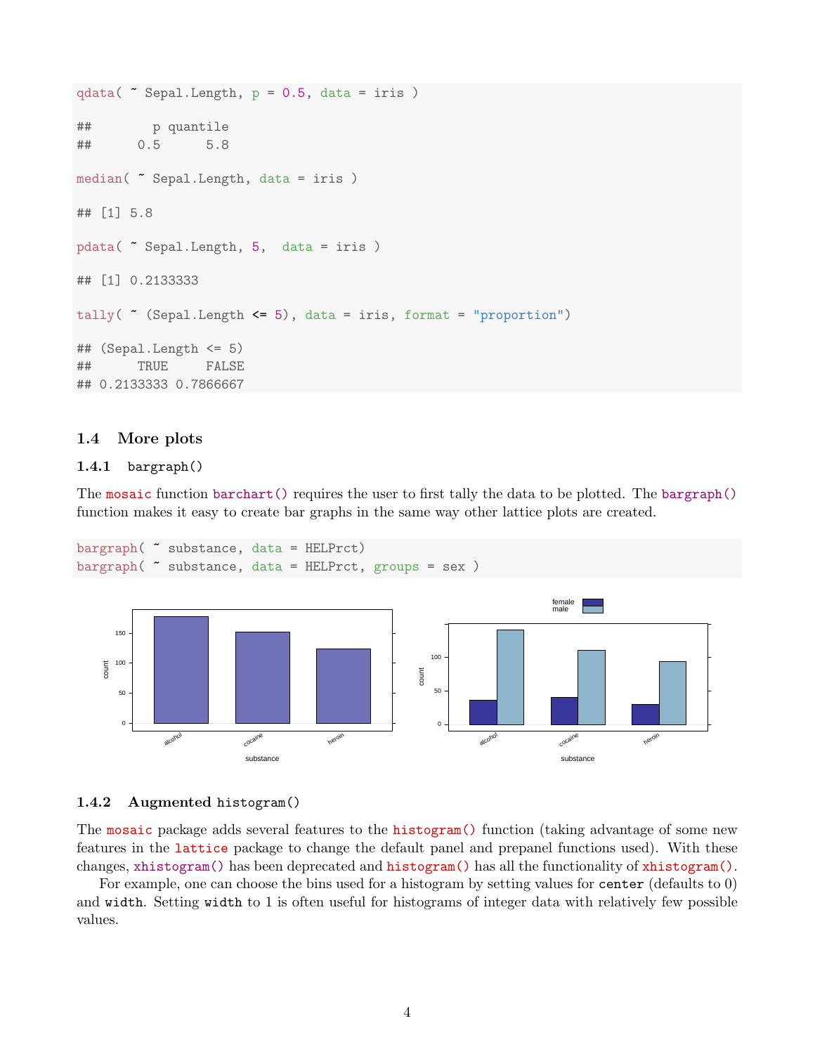```
qdata( ~ Sepal.Length, p = 0.5, data = iris )

##        p quantile
##      0.5      5.8

median( ~ Sepal.Length, data = iris )

## [1] 5.8

pdata( ~ Sepal.Length, 5,  data = iris )

## [1] 0.2133333

tally( ~ (Sepal.Length <= 5), data = iris, format = "proportion")

## (Sepal.Length <= 5)
##      TRUE     FALSE
## 0.2133333 0.7866667
```

## 1.4 More plots

### 1.4.1 bargraph()

The mosaic function barchart() requires the user to first tally the data to be plotted. The bargraph() function makes it easy to create bar graphs in the same way other lattice plots are created.

```
bargraph( ~ substance, data = HELPrct)
bargraph( ~ substance, data = HELPrct, groups = sex )
```

### 1.4.2 Augmented histogram()

The mosaic package adds several features to the histogram() function (taking advantage of some new features in the lattice package to change the default panel and prepanel functions used). With these changes, xhistogram() has been deprecated and histogram() has all the functionality of xhistogram().

For example, one can choose the bins used for a histogram by setting values for center (defaults to 0) and width. Setting width to 1 is often useful for histograms of integer data with relatively few possible values.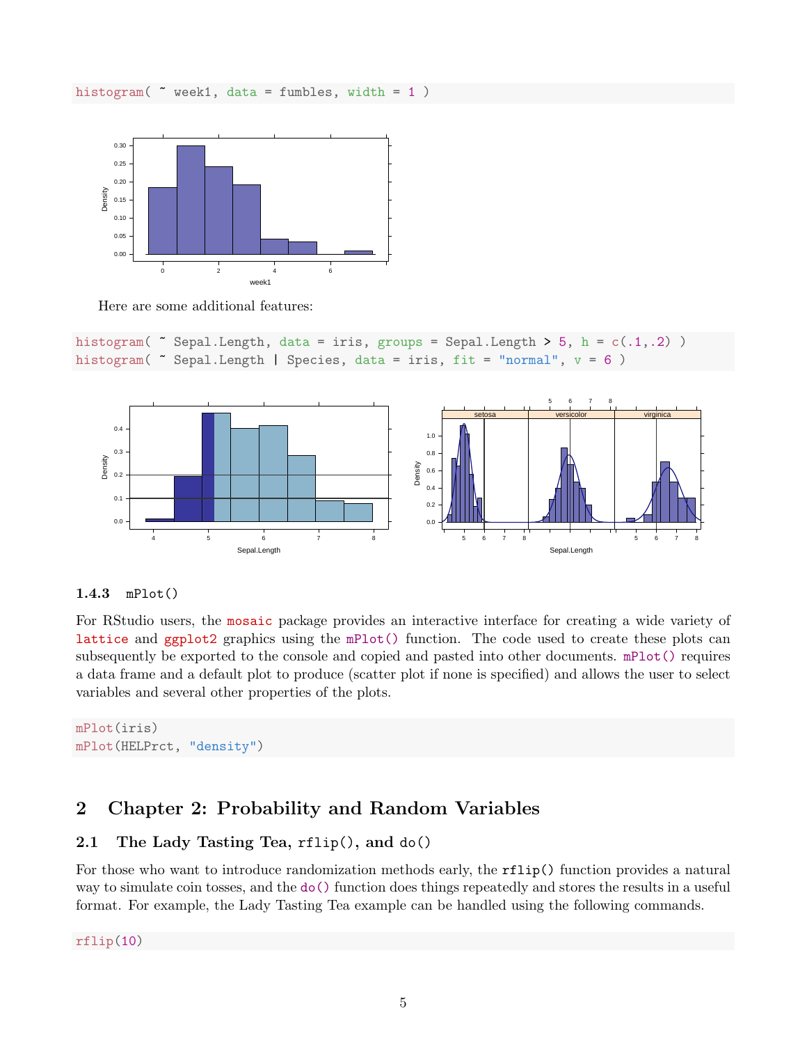```
histogram( ~ week1, data = fumbles, width = 1 )
```

Here are some additional features:

```
histogram( ~ Sepal.Length, data = iris, groups = Sepal.Length > 5, h = c(.1,.2) )
histogram( ~ Sepal.Length | Species, data = iris, fit = "normal", v = 6 )
```

### 1.4.3 mPlot()

For RStudio users, the mosaic package provides an interactive interface for creating a wide variety of lattice and ggplot2 graphics using the mPlot() function. The code used to create these plots can subsequently be exported to the console and copied and pasted into other documents. mPlot() requires a data frame and a default plot to produce (scatter plot if none is specified) and allows the user to select variables and several other properties of the plots.

```
mPlot(iris)
mPlot(HELPrct, "density")
```

# 2 Chapter 2: Probability and Random Variables

## 2.1 The Lady Tasting Tea, rflip(), and do()

For those who want to introduce randomization methods early, the rflip() function provides a natural way to simulate coin tosses, and the do() function does things repeatedly and stores the results in a useful format. For example, the Lady Tasting Tea example can be handled using the following commands.

```
rflip(10)
```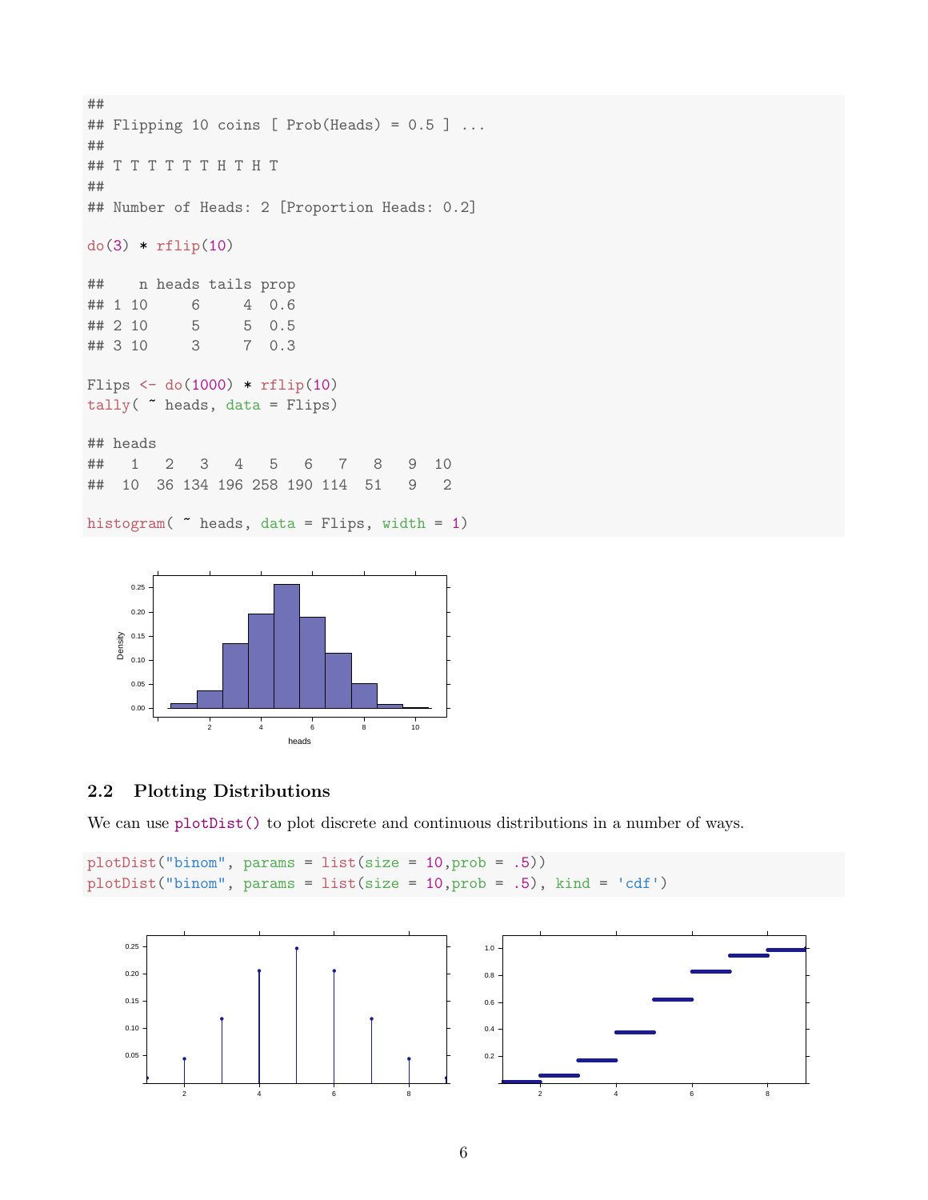```
##
## Flipping 10 coins [ Prob(Heads) = 0.5 ] ...
##
## T T T T T T H T H T
##
## Number of Heads: 2 [Proportion Heads: 0.2]

do(3) * rflip(10)

##    n heads tails prop
## 1 10     6     4  0.6
## 2 10     5     5  0.5
## 3 10     3     7  0.3

Flips <- do(1000) * rflip(10)
tally( ~ heads, data = Flips)

## heads
##   1   2   3   4   5   6   7   8   9  10
##  10  36 134 196 258 190 114  51   9   2

histogram( ~ heads, data = Flips, width = 1)
```

## 2.2 Plotting Distributions

We can use `plotDist()` to plot discrete and continuous distributions in a number of ways.

```
plotDist("binom", params = list(size = 10,prob = .5))
plotDist("binom", params = list(size = 10,prob = .5), kind = 'cdf')
```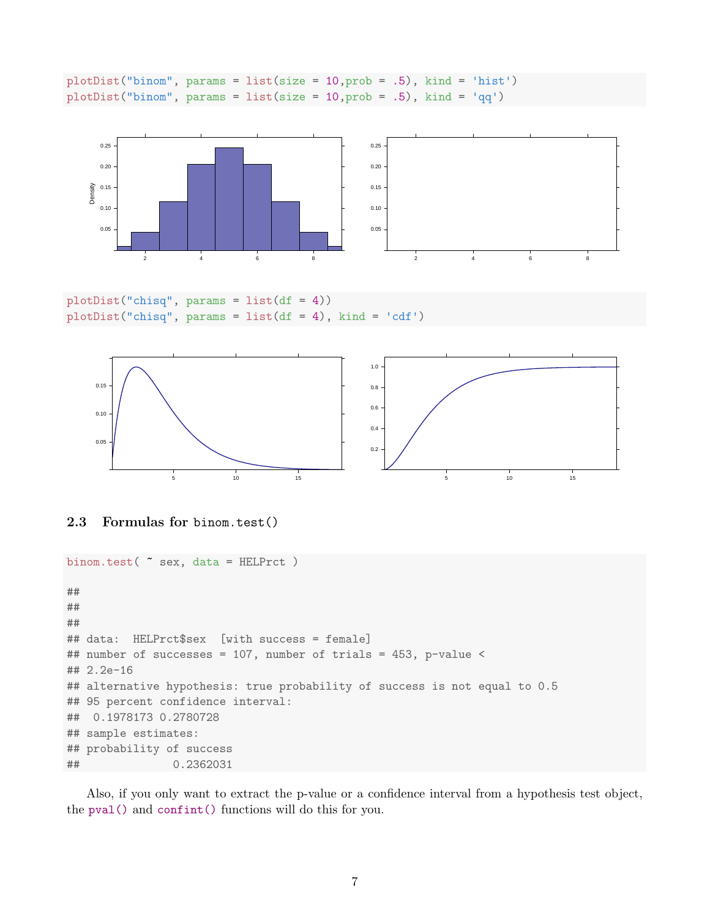```r
plotDist("binom", params = list(size = 10,prob = .5), kind = 'hist')
plotDist("binom", params = list(size = 10,prob = .5), kind = 'qq')
```

```r
plotDist("chisq", params = list(df = 4))
plotDist("chisq", params = list(df = 4), kind = 'cdf')
```

### 2.3 Formulas for binom.test()

```r
binom.test( ~ sex, data = HELPrct )

##
##
##
## data:  HELPrct$sex  [with success = female]
## number of successes = 107, number of trials = 453, p-value <
## 2.2e-16
## alternative hypothesis: true probability of success is not equal to 0.5
## 95 percent confidence interval:
##  0.1978173 0.2780728
## sample estimates:
## probability of success
##              0.2362031
```

Also, if you only want to extract the p-value or a confidence interval from a hypothesis test object, the `pval()` and `confint()` functions will do this for you.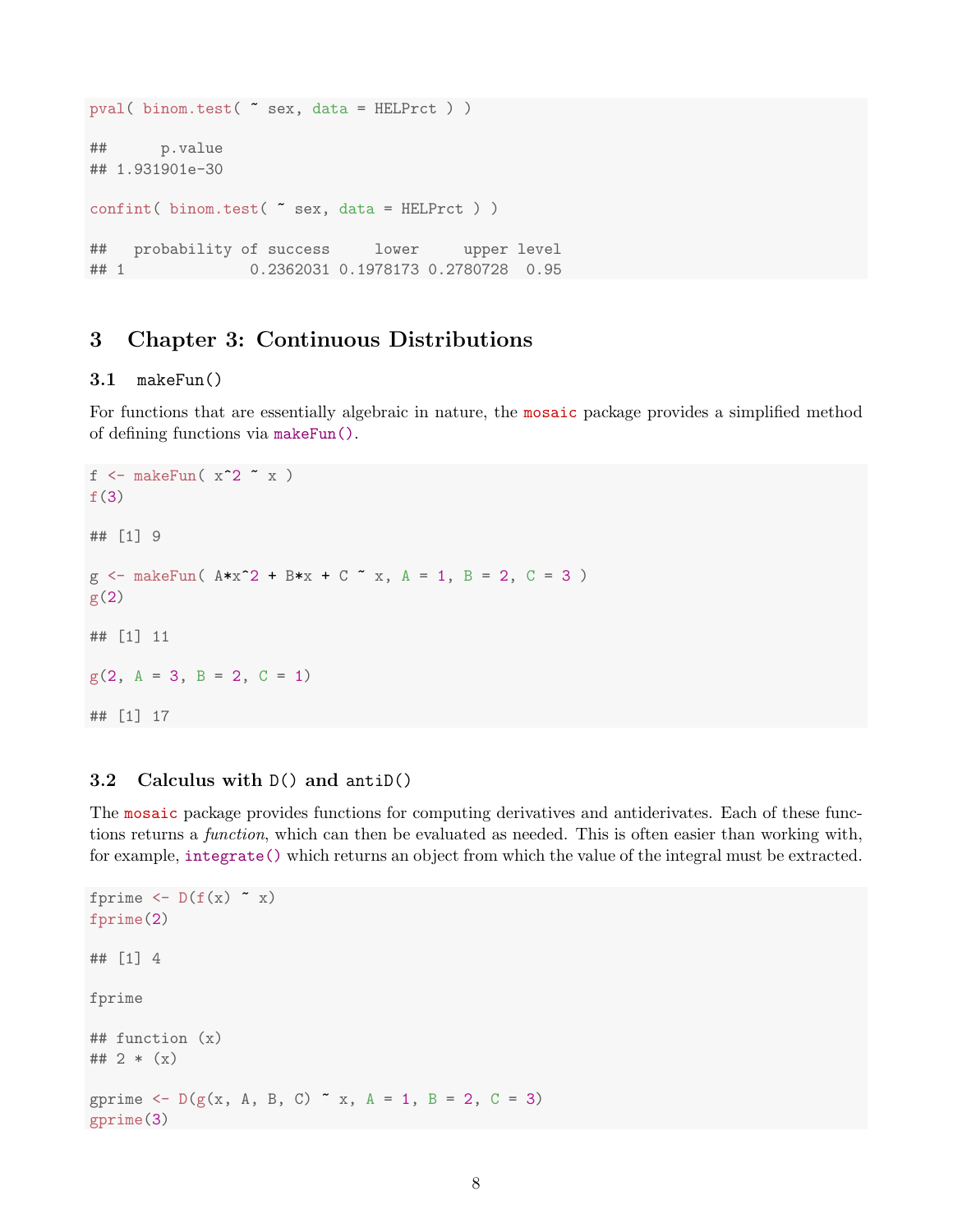```
pval( binom.test( ~ sex, data = HELPrct ) )

##      p.value
## 1.931901e-30

confint( binom.test( ~ sex, data = HELPrct ) )

##   probability of success     lower     upper level
## 1              0.2362031 0.1978173 0.2780728  0.95
```

# 3 Chapter 3: Continuous Distributions

## 3.1 makeFun()

For functions that are essentially algebraic in nature, the mosaic package provides a simplified method of defining functions via makeFun().

```
f <- makeFun( x^2 ~ x )
f(3)

## [1] 9

g <- makeFun( A*x^2 + B*x + C ~ x, A = 1, B = 2, C = 3 )
g(2)

## [1] 11

g(2, A = 3, B = 2, C = 1)

## [1] 17
```

## 3.2 Calculus with D() and antiD()

The mosaic package provides functions for computing derivatives and antiderivates. Each of these functions returns a *function*, which can then be evaluated as needed. This is often easier than working with, for example, integrate() which returns an object from which the value of the integral must be extracted.

```
fprime <- D(f(x) ~ x)
fprime(2)

## [1] 4

fprime

## function (x)
## 2 * (x)

gprime <- D(g(x, A, B, C) ~ x, A = 1, B = 2, C = 3)
gprime(3)
```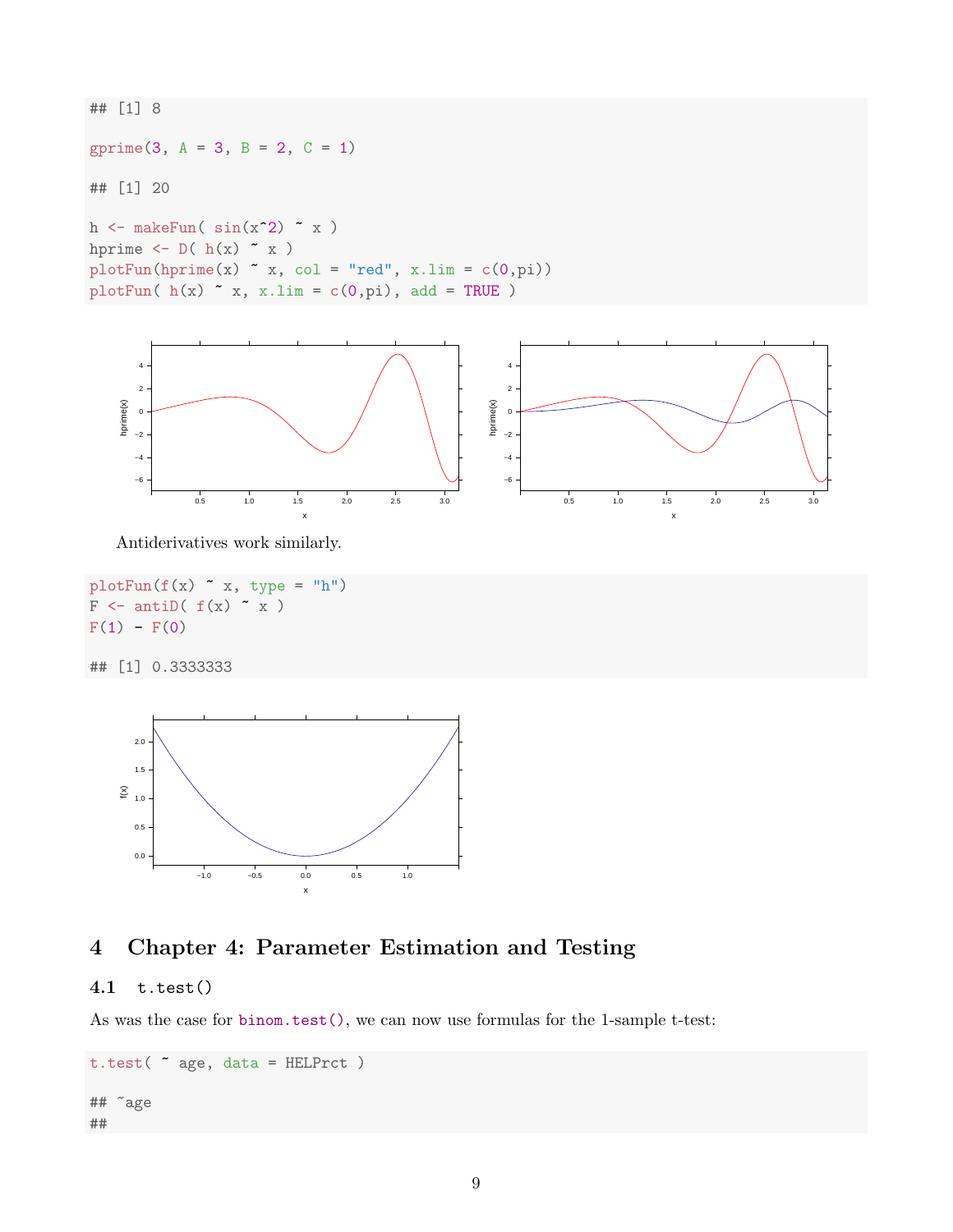```
## [1] 8

gprime(3, A = 3, B = 2, C = 1)

## [1] 20

h <- makeFun( sin(x^2) ~ x )
hprime <- D( h(x) ~ x )
plotFun(hprime(x) ~ x, col = "red", x.lim = c(0,pi))
plotFun( h(x) ~ x, x.lim = c(0,pi), add = TRUE )
```

Antiderivatives work similarly.

```
plotFun(f(x) ~ x, type = "h")
F <- antiD( f(x) ~ x )
F(1) - F(0)

## [1] 0.3333333
```

# 4 Chapter 4: Parameter Estimation and Testing

## 4.1 t.test()

As was the case for `binom.test()`, we can now use formulas for the 1-sample t-test:

```
t.test( ~ age, data = HELPrct )

## ~age
##
```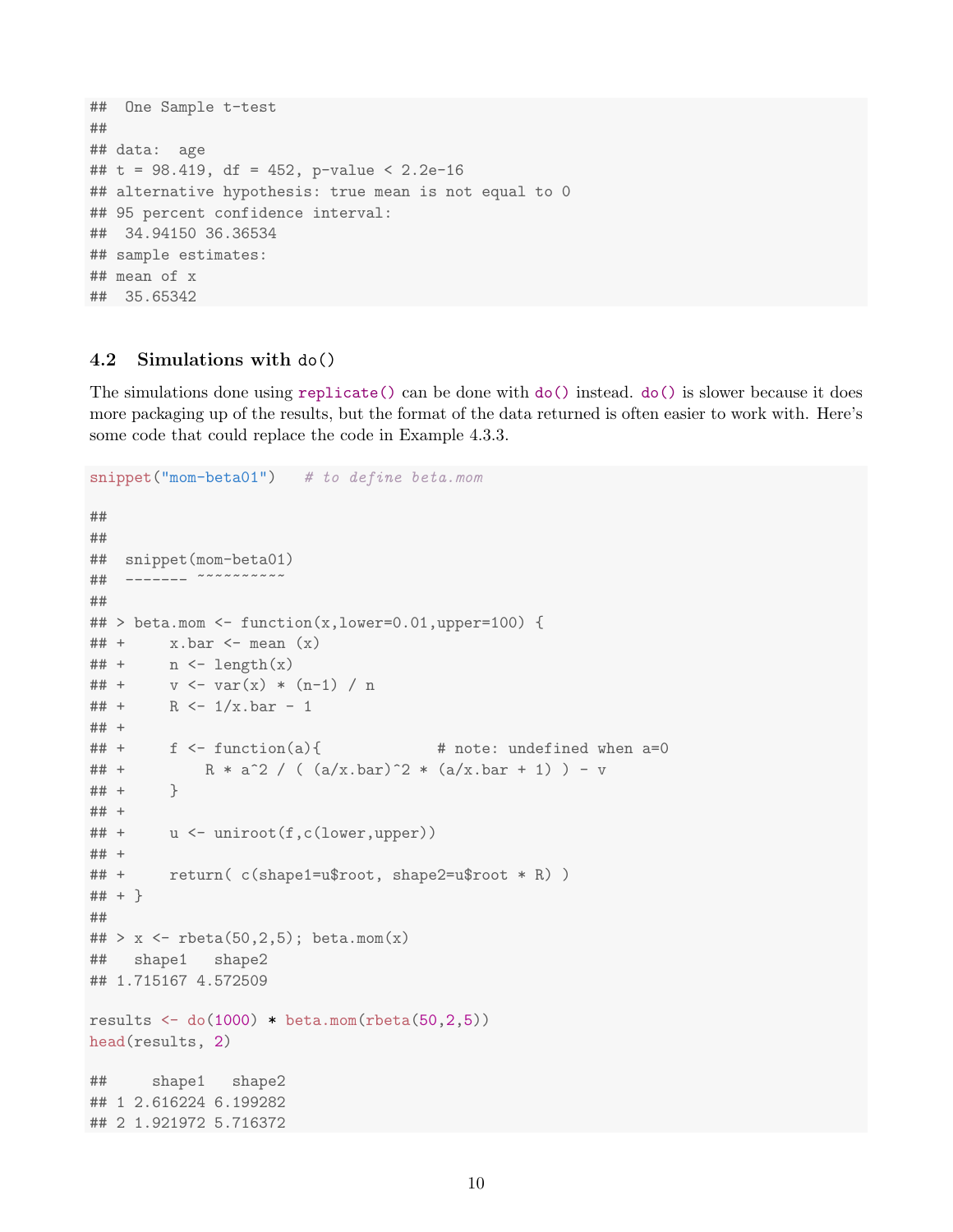```
##  One Sample t-test
##
## data:  age
## t = 98.419, df = 452, p-value < 2.2e-16
## alternative hypothesis: true mean is not equal to 0
## 95 percent confidence interval:
##  34.94150 36.36534
## sample estimates:
## mean of x
##  35.65342
```

### 4.2 Simulations with `do()`

The simulations done using `replicate()` can be done with `do()` instead. `do()` is slower because it does more packaging up of the results, but the format of the data returned is often easier to work with. Here's some code that could replace the code in Example 4.3.3.

```
snippet("mom-beta01")   # to define beta.mom

##
##
##  snippet(mom-beta01)
##  ------- ~~~~~~~~~~
##
## > beta.mom <- function(x,lower=0.01,upper=100) {
## +     x.bar <- mean (x)
## +     n <- length(x)
## +     v <- var(x) * (n-1) / n
## +     R <- 1/x.bar - 1
## +
## +     f <- function(a){             # note: undefined when a=0
## +         R * a^2 / ( (a/x.bar)^2 * (a/x.bar + 1) ) - v
## +     }
## +
## +     u <- uniroot(f,c(lower,upper))
## +
## +     return( c(shape1=u$root, shape2=u$root * R) )
## + }
##
## > x <- rbeta(50,2,5); beta.mom(x)
##   shape1   shape2
## 1.715167 4.572509

results <- do(1000) * beta.mom(rbeta(50,2,5))
head(results, 2)

##     shape1   shape2
## 1 2.616224 6.199282
## 2 1.921972 5.716372
```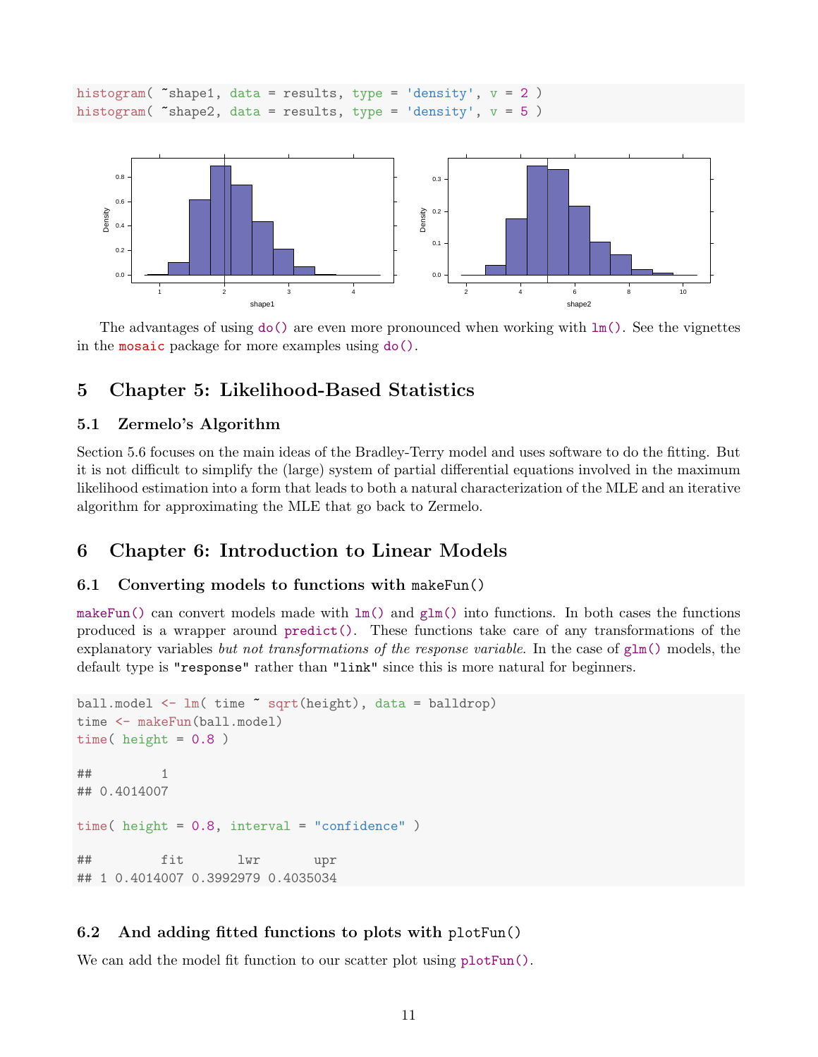```
histogram( ~shape1, data = results, type = 'density', v = 2 )
histogram( ~shape2, data = results, type = 'density', v = 5 )
```

The advantages of using `do()` are even more pronounced when working with `lm()`. See the vignettes in the `mosaic` package for more examples using `do()`.

# 5 Chapter 5: Likelihood-Based Statistics

## 5.1 Zermelo's Algorithm

Section 5.6 focuses on the main ideas of the Bradley-Terry model and uses software to do the fitting. But it is not difficult to simplify the (large) system of partial differential equations involved in the maximum likelihood estimation into a form that leads to both a natural characterization of the MLE and an iterative algorithm for approximating the MLE that go back to Zermelo.

# 6 Chapter 6: Introduction to Linear Models

## 6.1 Converting models to functions with makeFun()

`makeFun()` can convert models made with `lm()` and `glm()` into functions. In both cases the functions produced is a wrapper around `predict()`. These functions take care of any transformations of the explanatory variables *but not transformations of the response variable*. In the case of `glm()` models, the default type is `"response"` rather than `"link"` since this is more natural for beginners.

```
ball.model <- lm( time ~ sqrt(height), data = balldrop)
time <- makeFun(ball.model)
time( height = 0.8 )

##         1
## 0.4014007

time( height = 0.8, interval = "confidence" )

##         fit       lwr       upr
## 1 0.4014007 0.3992979 0.4035034
```

## 6.2 And adding fitted functions to plots with plotFun()

We can add the model fit function to our scatter plot using `plotFun()`.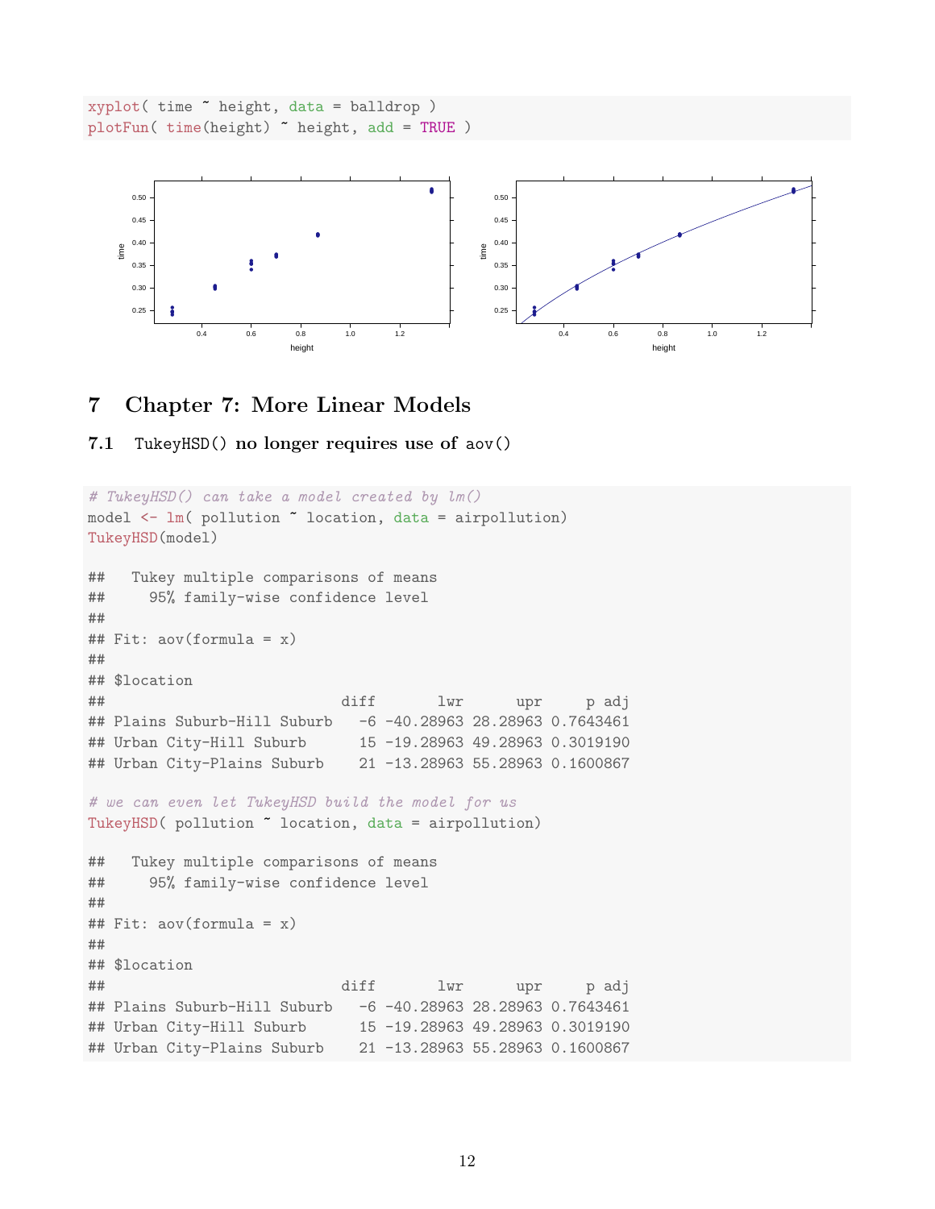```
xyplot( time ~ height, data = balldrop )
plotFun( time(height) ~ height, add = TRUE )
```

0.50
0.45
0.40
0.35
0.30
0.25
time
0.4
0.6
0.8
1.0
1.2
height

0.50
0.45
0.40
0.35
0.30
0.25
time
0.4
0.6
0.8
1.0
1.2
height

# 7 Chapter 7: More Linear Models

## 7.1 TukeyHSD() no longer requires use of aov()

```
# TukeyHSD() can take a model created by lm()
model <- lm( pollution ~ location, data = airpollution)
TukeyHSD(model)

##   Tukey multiple comparisons of means
##     95% family-wise confidence level
##
## Fit: aov(formula = x)
##
## $location
##                            diff       lwr      upr     p adj
## Plains Suburb-Hill Suburb   -6 -40.28963 28.28963 0.7643461
## Urban City-Hill Suburb      15 -19.28963 49.28963 0.3019190
## Urban City-Plains Suburb    21 -13.28963 55.28963 0.1600867

# we can even let TukeyHSD build the model for us
TukeyHSD( pollution ~ location, data = airpollution)

##   Tukey multiple comparisons of means
##     95% family-wise confidence level
##
## Fit: aov(formula = x)
##
## $location
##                            diff       lwr      upr     p adj
## Plains Suburb-Hill Suburb   -6 -40.28963 28.28963 0.7643461
## Urban City-Hill Suburb      15 -19.28963 49.28963 0.3019190
## Urban City-Plains Suburb    21 -13.28963 55.28963 0.1600867
```